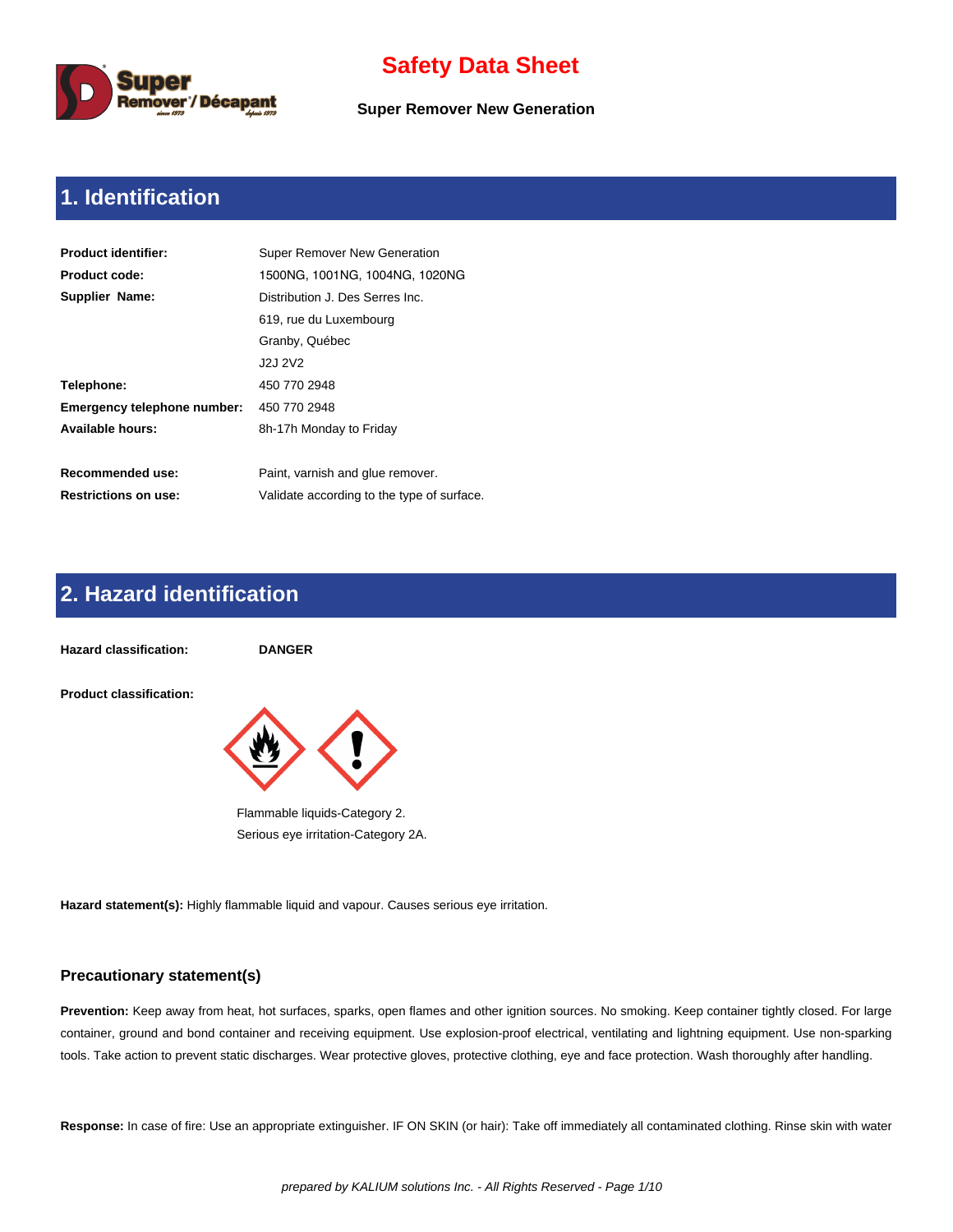# Safety Data Sheet

**Super Remover New Generation**

## 1. Identification

| | |
|---|---|
| **Product identifier:** | Super Remover New Generation |
| **Product code:** | 1500NG, 1001NG, 1004NG, 1020NG |
| **Supplier Name:** | Distribution J. Des Serres Inc. |
| | 619, rue du Luxembourg |
| | Granby, Québec |
| | J2J 2V2 |
| **Telephone:** | 450 770 2948 |
| **Emergency telephone number:** | 450 770 2948 |
| **Available hours:** | 8h-17h Monday to Friday |
| **Recommended use:** | Paint, varnish and glue remover. |
| **Restrictions on use:** | Validate according to the type of surface. |

## 2. Hazard identification

**Hazard classification:** **DANGER**

**Product classification:**

Flammable liquids-Category 2.
Serious eye irritation-Category 2A.

**Hazard statement(s):** Highly flammable liquid and vapour. Causes serious eye irritation.

### Precautionary statement(s)

**Prevention:** Keep away from heat, hot surfaces, sparks, open flames and other ignition sources. No smoking. Keep container tightly closed. For large container, ground and bond container and receiving equipment. Use explosion-proof electrical, ventilating and lightning equipment. Use non-sparking tools. Take action to prevent static discharges. Wear protective gloves, protective clothing, eye and face protection. Wash thoroughly after handling.

**Response:** In case of fire: Use an appropriate extinguisher. IF ON SKIN (or hair): Take off immediately all contaminated clothing. Rinse skin with water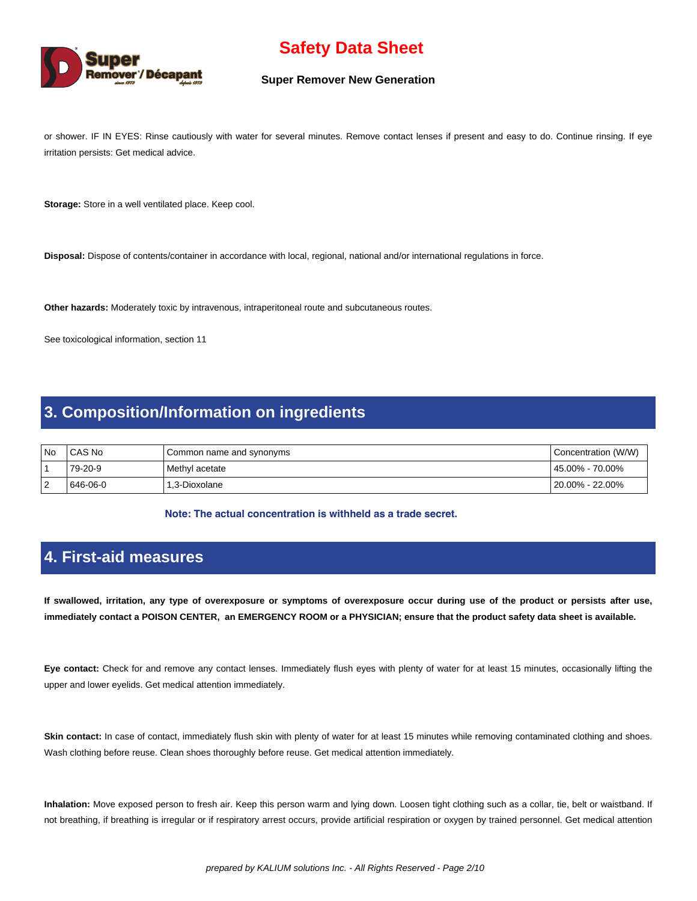or shower. IF IN EYES: Rinse cautiously with water for several minutes. Remove contact lenses if present and easy to do. Continue rinsing. If eye irritation persists: Get medical advice.

**Storage:** Store in a well ventilated place. Keep cool.

**Disposal:** Dispose of contents/container in accordance with local, regional, national and/or international regulations in force.

**Other hazards:** Moderately toxic by intravenous, intraperitoneal route and subcutaneous routes.

See toxicological information, section 11

## 3. Composition/Information on ingredients

| No | CAS No | Common name and synonyms | Concentration (W/W) |
|---|---|---|---|
| 1 | 79-20-9 | Methyl acetate | 45.00% - 70.00% |
| 2 | 646-06-0 | 1,3-Dioxolane | 20.00% - 22.00% |

**Note: The actual concentration is withheld as a trade secret.**

## 4. First-aid measures

**If swallowed, irritation, any type of overexposure or symptoms of overexposure occur during use of the product or persists after use, immediately contact a POISON CENTER, an EMERGENCY ROOM or a PHYSICIAN; ensure that the product safety data sheet is available.**

**Eye contact:** Check for and remove any contact lenses. Immediately flush eyes with plenty of water for at least 15 minutes, occasionally lifting the upper and lower eyelids. Get medical attention immediately.

**Skin contact:** In case of contact, immediately flush skin with plenty of water for at least 15 minutes while removing contaminated clothing and shoes. Wash clothing before reuse. Clean shoes thoroughly before reuse. Get medical attention immediately.

**Inhalation:** Move exposed person to fresh air. Keep this person warm and lying down. Loosen tight clothing such as a collar, tie, belt or waistband. If not breathing, if breathing is irregular or if respiratory arrest occurs, provide artificial respiration or oxygen by trained personnel. Get medical attention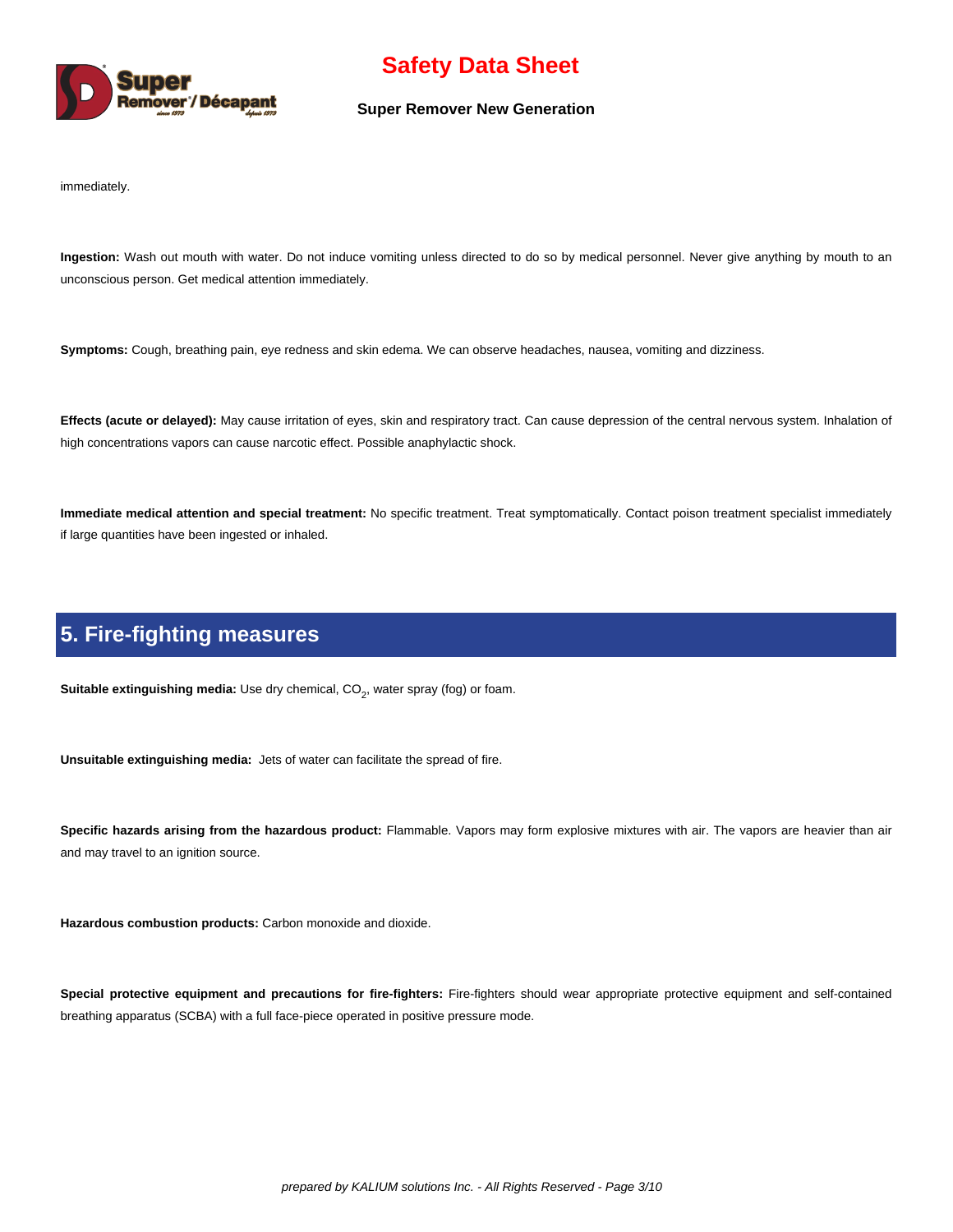immediately.

**Ingestion:** Wash out mouth with water. Do not induce vomiting unless directed to do so by medical personnel. Never give anything by mouth to an unconscious person. Get medical attention immediately.

**Symptoms:** Cough, breathing pain, eye redness and skin edema. We can observe headaches, nausea, vomiting and dizziness.

**Effects (acute or delayed):** May cause irritation of eyes, skin and respiratory tract. Can cause depression of the central nervous system. Inhalation of high concentrations vapors can cause narcotic effect. Possible anaphylactic shock.

**Immediate medical attention and special treatment:** No specific treatment. Treat symptomatically. Contact poison treatment specialist immediately if large quantities have been ingested or inhaled.

## 5. Fire-fighting measures

**Suitable extinguishing media:** Use dry chemical, $CO_2$, water spray (fog) or foam.

**Unsuitable extinguishing media:** Jets of water can facilitate the spread of fire.

**Specific hazards arising from the hazardous product:** Flammable. Vapors may form explosive mixtures with air. The vapors are heavier than air and may travel to an ignition source.

**Hazardous combustion products:** Carbon monoxide and dioxide.

**Special protective equipment and precautions for fire-fighters:** Fire-fighters should wear appropriate protective equipment and self-contained breathing apparatus (SCBA) with a full face-piece operated in positive pressure mode.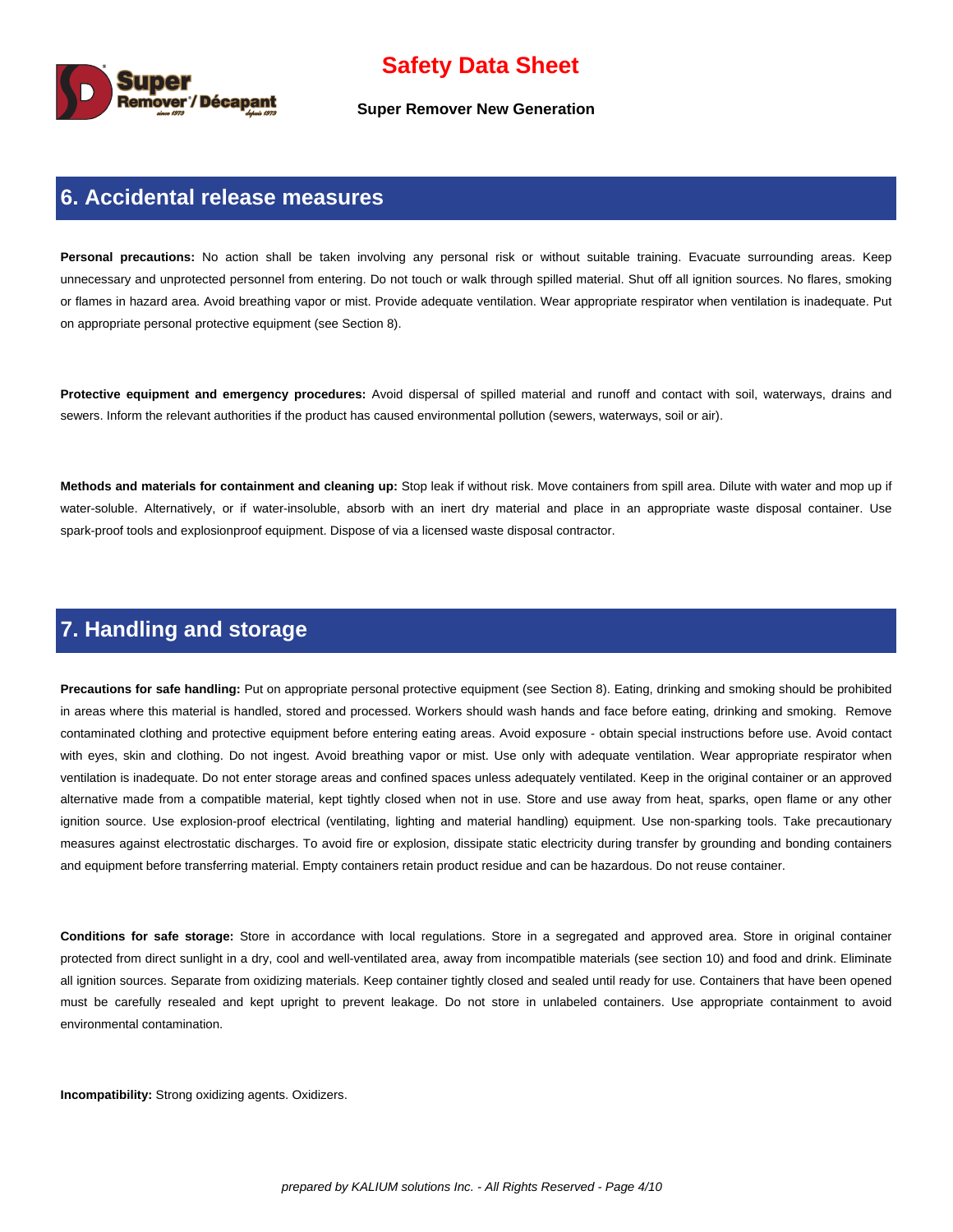## 6. Accidental release measures

**Personal precautions:** No action shall be taken involving any personal risk or without suitable training. Evacuate surrounding areas. Keep unnecessary and unprotected personnel from entering. Do not touch or walk through spilled material. Shut off all ignition sources. No flares, smoking or flames in hazard area. Avoid breathing vapor or mist. Provide adequate ventilation. Wear appropriate respirator when ventilation is inadequate. Put on appropriate personal protective equipment (see Section 8).

**Protective equipment and emergency procedures:** Avoid dispersal of spilled material and runoff and contact with soil, waterways, drains and sewers. Inform the relevant authorities if the product has caused environmental pollution (sewers, waterways, soil or air).

**Methods and materials for containment and cleaning up:** Stop leak if without risk. Move containers from spill area. Dilute with water and mop up if water-soluble. Alternatively, or if water-insoluble, absorb with an inert dry material and place in an appropriate waste disposal container. Use spark-proof tools and explosionproof equipment. Dispose of via a licensed waste disposal contractor.

## 7. Handling and storage

**Precautions for safe handling:** Put on appropriate personal protective equipment (see Section 8). Eating, drinking and smoking should be prohibited in areas where this material is handled, stored and processed. Workers should wash hands and face before eating, drinking and smoking. Remove contaminated clothing and protective equipment before entering eating areas. Avoid exposure - obtain special instructions before use. Avoid contact with eyes, skin and clothing. Do not ingest. Avoid breathing vapor or mist. Use only with adequate ventilation. Wear appropriate respirator when ventilation is inadequate. Do not enter storage areas and confined spaces unless adequately ventilated. Keep in the original container or an approved alternative made from a compatible material, kept tightly closed when not in use. Store and use away from heat, sparks, open flame or any other ignition source. Use explosion-proof electrical (ventilating, lighting and material handling) equipment. Use non-sparking tools. Take precautionary measures against electrostatic discharges. To avoid fire or explosion, dissipate static electricity during transfer by grounding and bonding containers and equipment before transferring material. Empty containers retain product residue and can be hazardous. Do not reuse container.

**Conditions for safe storage:** Store in accordance with local regulations. Store in a segregated and approved area. Store in original container protected from direct sunlight in a dry, cool and well-ventilated area, away from incompatible materials (see section 10) and food and drink. Eliminate all ignition sources. Separate from oxidizing materials. Keep container tightly closed and sealed until ready for use. Containers that have been opened must be carefully resealed and kept upright to prevent leakage. Do not store in unlabeled containers. Use appropriate containment to avoid environmental contamination.

**Incompatibility:** Strong oxidizing agents. Oxidizers.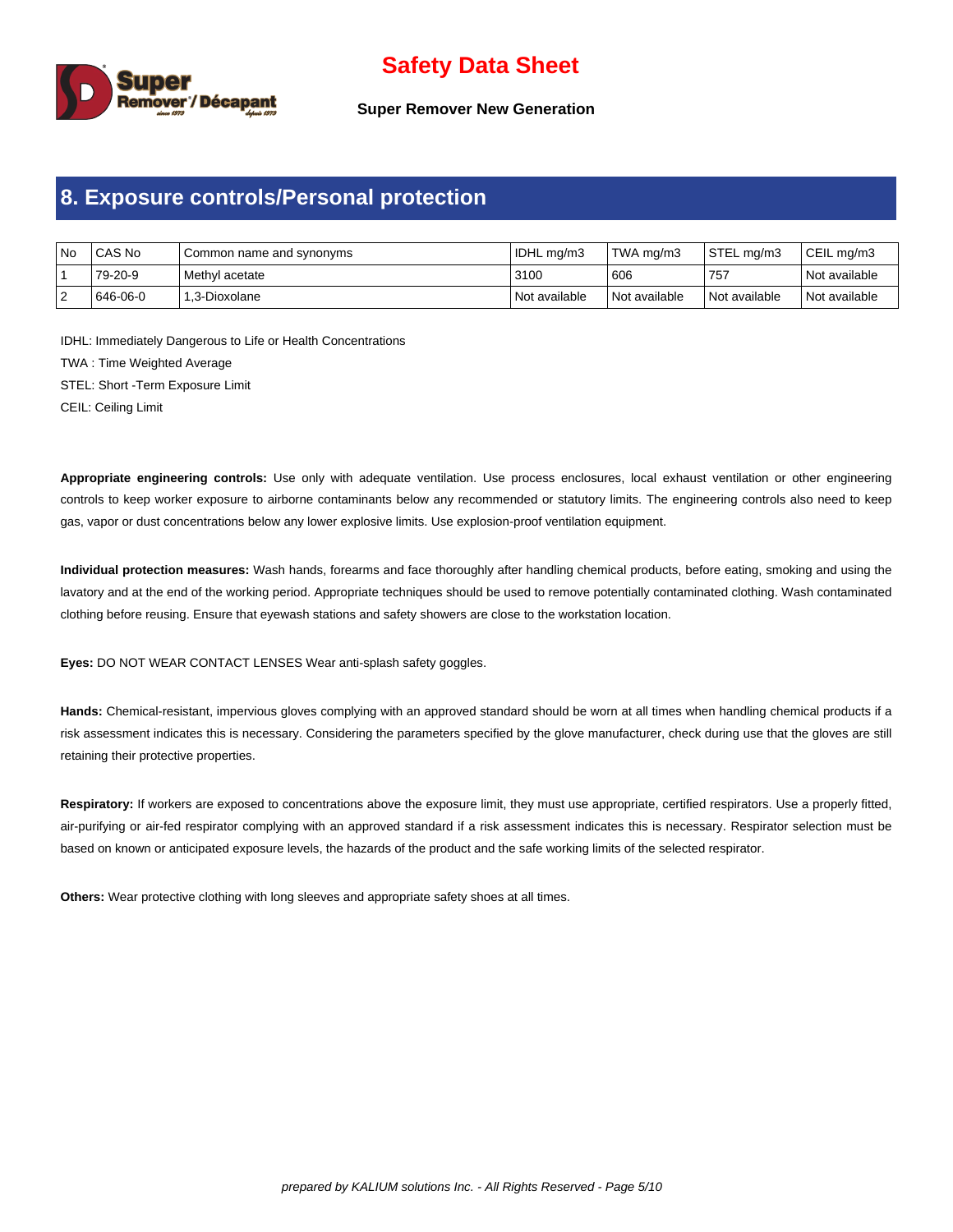## 8. Exposure controls/Personal protection

| No | CAS No | Common name and synonyms | IDHL mg/m3 | TWA mg/m3 | STEL mg/m3 | CEIL mg/m3 |
|---|---|---|---|---|---|---|
| 1 | 79-20-9 | Methyl acetate | 3100 | 606 | 757 | Not available |
| 2 | 646-06-0 | 1,3-Dioxolane | Not available | Not available | Not available | Not available |

IDHL: Immediately Dangerous to Life or Health Concentrations

TWA : Time Weighted Average

STEL: Short -Term Exposure Limit

CEIL: Ceiling Limit

**Appropriate engineering controls:** Use only with adequate ventilation. Use process enclosures, local exhaust ventilation or other engineering controls to keep worker exposure to airborne contaminants below any recommended or statutory limits. The engineering controls also need to keep gas, vapor or dust concentrations below any lower explosive limits. Use explosion-proof ventilation equipment.

**Individual protection measures:** Wash hands, forearms and face thoroughly after handling chemical products, before eating, smoking and using the lavatory and at the end of the working period. Appropriate techniques should be used to remove potentially contaminated clothing. Wash contaminated clothing before reusing. Ensure that eyewash stations and safety showers are close to the workstation location.

**Eyes:** DO NOT WEAR CONTACT LENSES Wear anti-splash safety goggles.

**Hands:** Chemical-resistant, impervious gloves complying with an approved standard should be worn at all times when handling chemical products if a risk assessment indicates this is necessary. Considering the parameters specified by the glove manufacturer, check during use that the gloves are still retaining their protective properties.

**Respiratory:** If workers are exposed to concentrations above the exposure limit, they must use appropriate, certified respirators. Use a properly fitted, air-purifying or air-fed respirator complying with an approved standard if a risk assessment indicates this is necessary. Respirator selection must be based on known or anticipated exposure levels, the hazards of the product and the safe working limits of the selected respirator.

**Others:** Wear protective clothing with long sleeves and appropriate safety shoes at all times.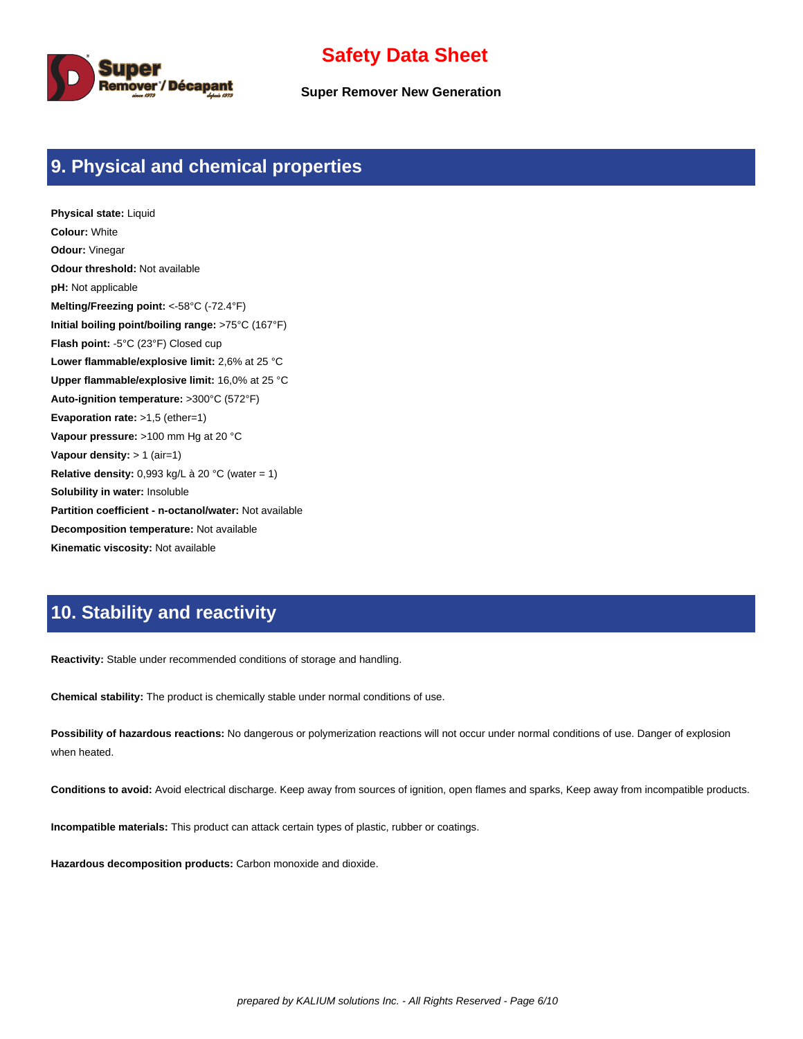## 9. Physical and chemical properties

**Physical state:** Liquid
**Colour:** White
**Odour:** Vinegar
**Odour threshold:** Not available
**pH:** Not applicable
**Melting/Freezing point:** <-58°C (-72.4°F)
**Initial boiling point/boiling range:** >75°C (167°F)
**Flash point:** -5°C (23°F) Closed cup
**Lower flammable/explosive limit:** 2,6% at 25 °C
**Upper flammable/explosive limit:** 16,0% at 25 °C
**Auto-ignition temperature:** >300°C (572°F)
**Evaporation rate:** >1,5 (ether=1)
**Vapour pressure:** >100 mm Hg at 20 °C
**Vapour density:** > 1 (air=1)
**Relative density:** 0,993 kg/L à 20 °C (water = 1)
**Solubility in water:** Insoluble
**Partition coefficient - n-octanol/water:** Not available
**Decomposition temperature:** Not available
**Kinematic viscosity:** Not available

## 10. Stability and reactivity

**Reactivity:** Stable under recommended conditions of storage and handling.

**Chemical stability:** The product is chemically stable under normal conditions of use.

**Possibility of hazardous reactions:** No dangerous or polymerization reactions will not occur under normal conditions of use. Danger of explosion when heated.

**Conditions to avoid:** Avoid electrical discharge. Keep away from sources of ignition, open flames and sparks, Keep away from incompatible products.

**Incompatible materials:** This product can attack certain types of plastic, rubber or coatings.

**Hazardous decomposition products:** Carbon monoxide and dioxide.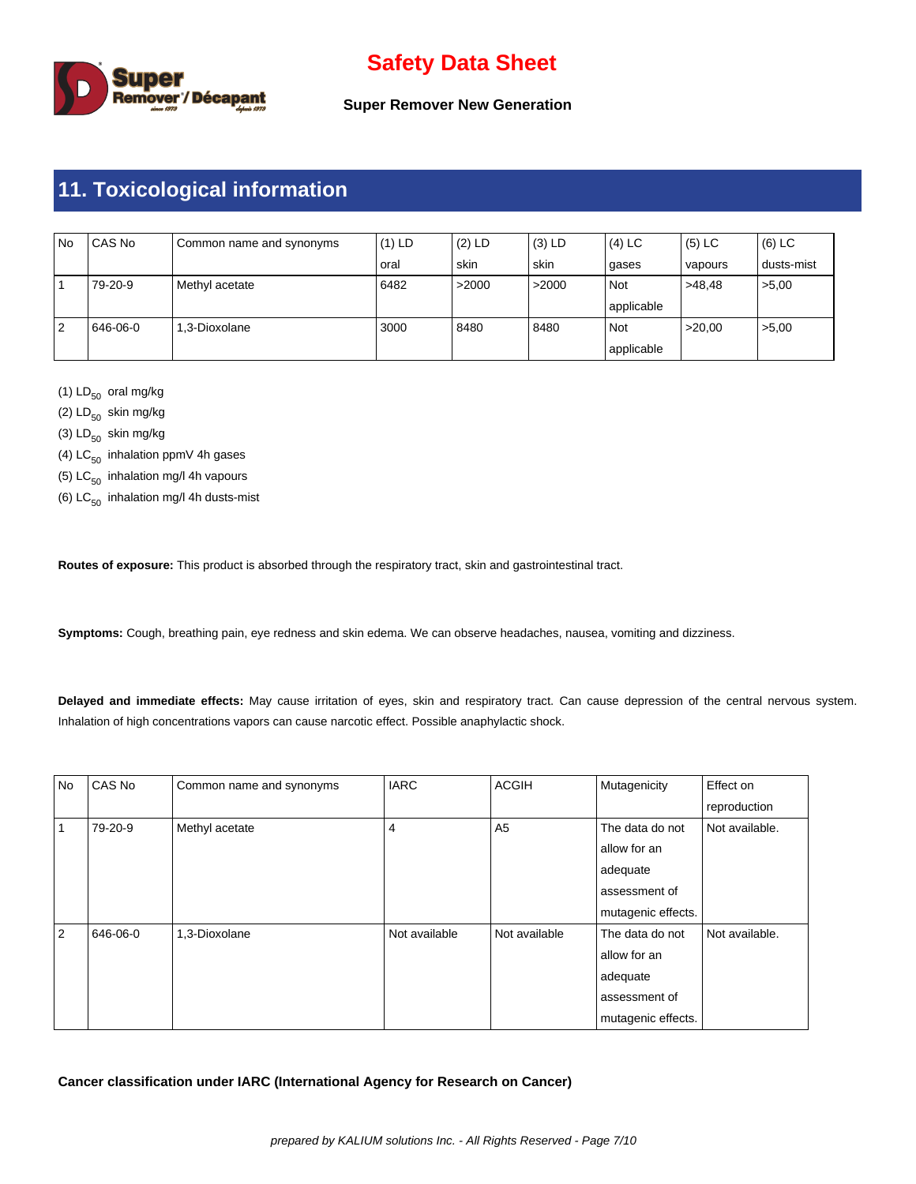## 11. Toxicological information

| No | CAS No | Common name and synonyms | (1) LD oral | (2) LD skin | (3) LD skin | (4) LC gases | (5) LC vapours | (6) LC dusts-mist |
|---|---|---|---|---|---|---|---|---|
| 1 | 79-20-9 | Methyl acetate | 6482 | >2000 | >2000 | Not applicable | >48,48 | >5,00 |
| 2 | 646-06-0 | 1,3-Dioxolane | 3000 | 8480 | 8480 | Not applicable | >20,00 | >5,00 |

(1) $LD_{50}$ oral mg/kg

(2) $LD_{50}$ skin mg/kg

(3) $LD_{50}$ skin mg/kg

(4) $LC_{50}$ inhalation ppmV 4h gases

(5) $LC_{50}$ inhalation mg/l 4h vapours

(6) $LC_{50}$ inhalation mg/l 4h dusts-mist

**Routes of exposure:** This product is absorbed through the respiratory tract, skin and gastrointestinal tract.

**Symptoms:** Cough, breathing pain, eye redness and skin edema. We can observe headaches, nausea, vomiting and dizziness.

**Delayed and immediate effects:** May cause irritation of eyes, skin and respiratory tract. Can cause depression of the central nervous system. Inhalation of high concentrations vapors can cause narcotic effect. Possible anaphylactic shock.

| No | CAS No | Common name and synonyms | IARC | ACGIH | Mutagenicity | Effect on reproduction |
|---|---|---|---|---|---|---|
| 1 | 79-20-9 | Methyl acetate | 4 | A5 | The data do not allow for an adequate assessment of mutagenic effects. | Not available. |
| 2 | 646-06-0 | 1,3-Dioxolane | Not available | Not available | The data do not allow for an adequate assessment of mutagenic effects. | Not available. |

**Cancer classification under IARC (International Agency for Research on Cancer)**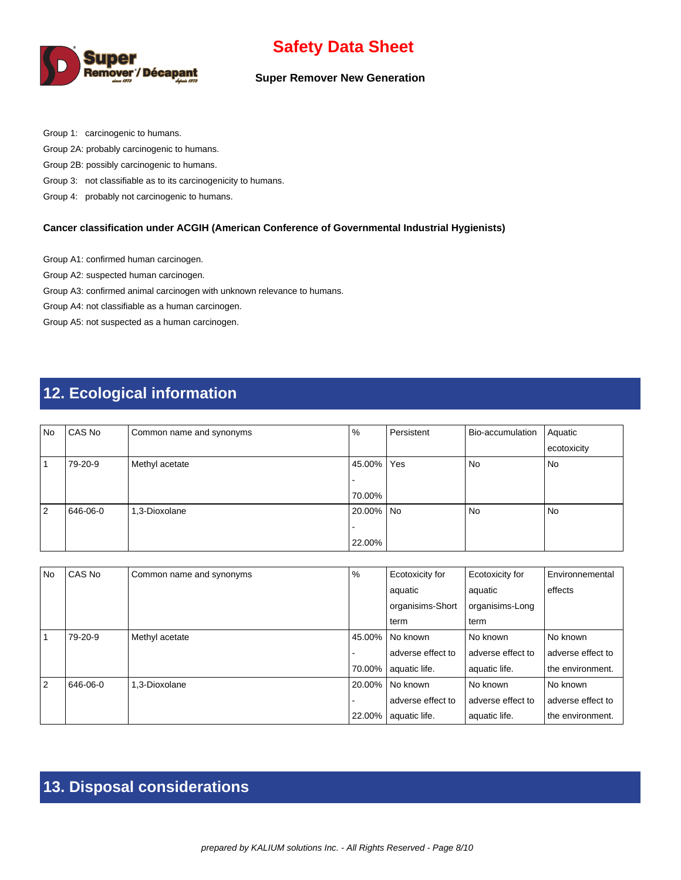Group 1: carcinogenic to humans.

Group 2A: probably carcinogenic to humans.

Group 2B: possibly carcinogenic to humans.

Group 3: not classifiable as to its carcinogenicity to humans.

Group 4: probably not carcinogenic to humans.

**Cancer classification under ACGIH (American Conference of Governmental Industrial Hygienists)**

Group A1: confirmed human carcinogen.

Group A2: suspected human carcinogen.

Group A3: confirmed animal carcinogen with unknown relevance to humans.

Group A4: not classifiable as a human carcinogen.

Group A5: not suspected as a human carcinogen.

## 12. Ecological information

| No | CAS No | Common name and synonyms | % | Persistent | Bio-accumulation | Aquatic ecotoxicity |
|---|---|---|---|---|---|---|
| 1 | 79-20-9 | Methyl acetate | 45.00% - 70.00% | Yes | No | No |
| 2 | 646-06-0 | 1,3-Dioxolane | 20.00% - 22.00% | No | No | No |

| No | CAS No | Common name and synonyms | % | Ecotoxicity for aquatic organisims-Short term | Ecotoxicity for aquatic organisims-Long term | Environnemental effects |
|---|---|---|---|---|---|---|
| 1 | 79-20-9 | Methyl acetate | 45.00% - 70.00% | No known adverse effect to aquatic life. | No known adverse effect to aquatic life. | No known adverse effect to the environment. |
| 2 | 646-06-0 | 1,3-Dioxolane | 20.00% - 22.00% | No known adverse effect to aquatic life. | No known adverse effect to aquatic life. | No known adverse effect to the environment. |

## 13. Disposal considerations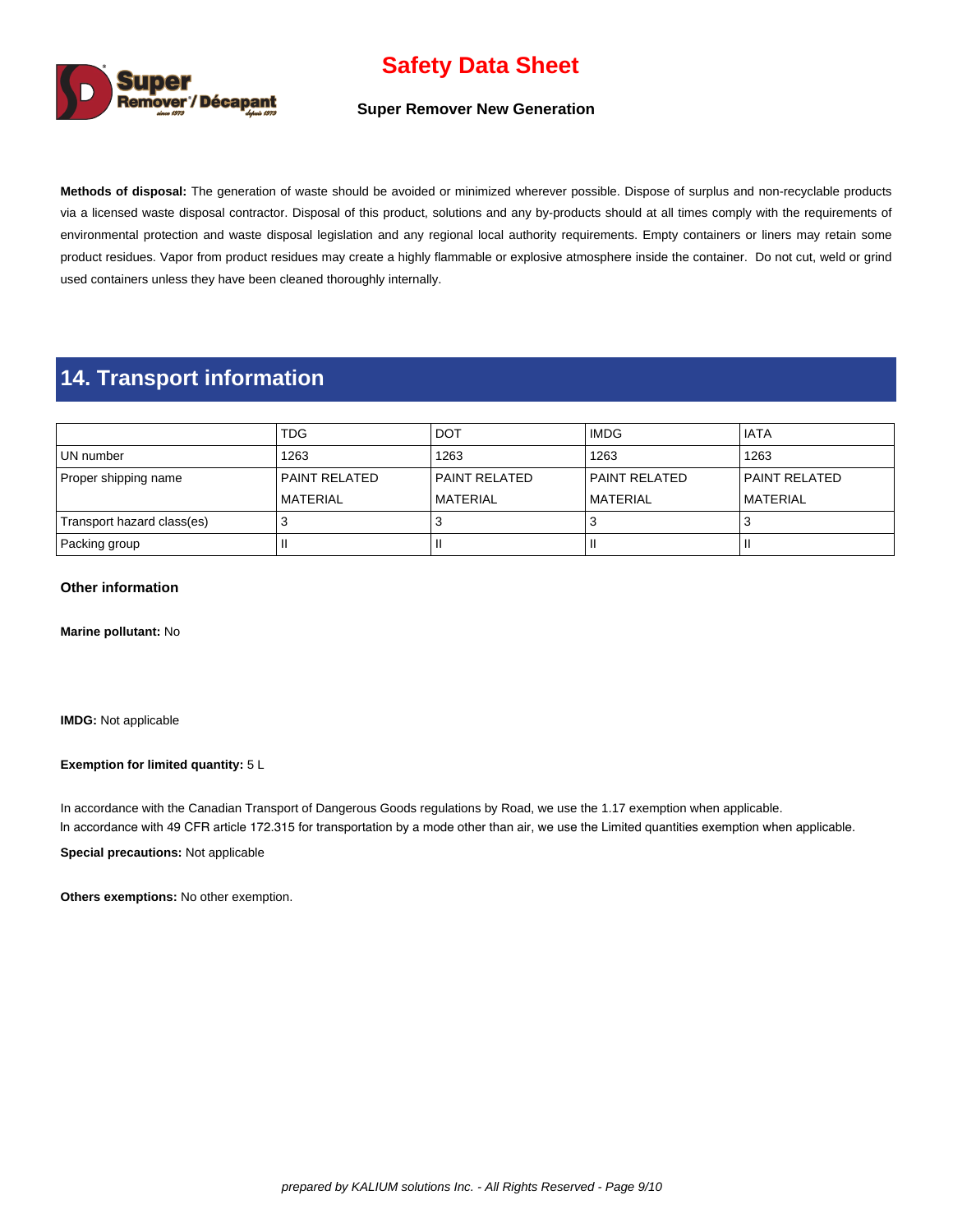**Methods of disposal:** The generation of waste should be avoided or minimized wherever possible. Dispose of surplus and non-recyclable products via a licensed waste disposal contractor. Disposal of this product, solutions and any by-products should at all times comply with the requirements of environmental protection and waste disposal legislation and any regional local authority requirements. Empty containers or liners may retain some product residues. Vapor from product residues may create a highly flammable or explosive atmosphere inside the container. Do not cut, weld or grind used containers unless they have been cleaned thoroughly internally.

## 14. Transport information

| | TDG | DOT | IMDG | IATA |
|---|---|---|---|---|
| UN number | 1263 | 1263 | 1263 | 1263 |
| Proper shipping name | PAINT RELATED MATERIAL | PAINT RELATED MATERIAL | PAINT RELATED MATERIAL | PAINT RELATED MATERIAL |
| Transport hazard class(es) | 3 | 3 | 3 | 3 |
| Packing group | II | II | II | II |

**Other information**

**Marine pollutant:** No

**IMDG:** Not applicable

**Exemption for limited quantity:** 5 L

In accordance with the Canadian Transport of Dangerous Goods regulations by Road, we use the 1.17 exemption when applicable.
In accordance with 49 CFR article 172.315 for transportation by a mode other than air, we use the Limited quantities exemption when applicable.

**Special precautions:** Not applicable

**Others exemptions:** No other exemption.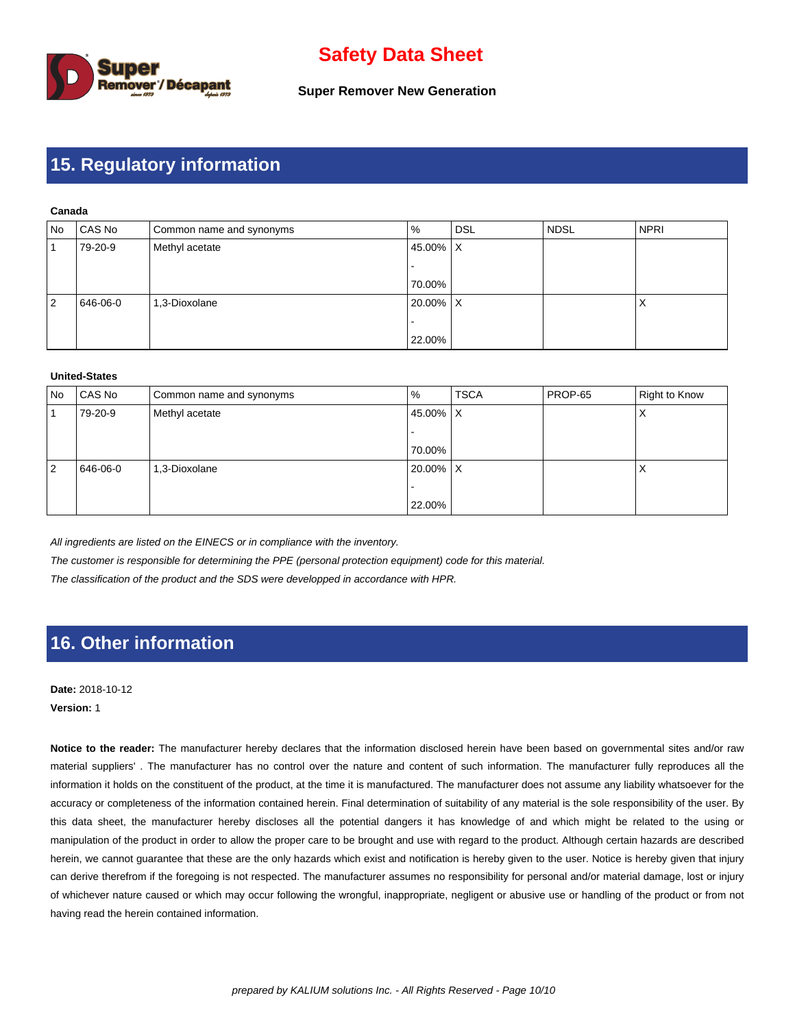## 15. Regulatory information

**Canada**

| No | CAS No | Common name and synonyms | % | DSL | NDSL | NPRI |
|---|---|---|---|---|---|---|
| 1 | 79-20-9 | Methyl acetate | 45.00% - 70.00% | X | | |
| 2 | 646-06-0 | 1,3-Dioxolane | 20.00% - 22.00% | X | | X |

**United-States**

| No | CAS No | Common name and synonyms | % | TSCA | PROP-65 | Right to Know |
|---|---|---|---|---|---|---|
| 1 | 79-20-9 | Methyl acetate | 45.00% - 70.00% | X | | X |
| 2 | 646-06-0 | 1,3-Dioxolane | 20.00% - 22.00% | X | | X |

*All ingredients are listed on the EINECS or in compliance with the inventory.*

*The customer is responsible for determining the PPE (personal protection equipment) code for this material.*

*The classification of the product and the SDS were developped in accordance with HPR.*

## 16. Other information

**Date:** 2018-10-12

**Version:** 1

**Notice to the reader:** The manufacturer hereby declares that the information disclosed herein have been based on governmental sites and/or raw material suppliers' . The manufacturer has no control over the nature and content of such information. The manufacturer fully reproduces all the information it holds on the constituent of the product, at the time it is manufactured. The manufacturer does not assume any liability whatsoever for the accuracy or completeness of the information contained herein. Final determination of suitability of any material is the sole responsibility of the user. By this data sheet, the manufacturer hereby discloses all the potential dangers it has knowledge of and which might be related to the using or manipulation of the product in order to allow the proper care to be brought and use with regard to the product. Although certain hazards are described herein, we cannot guarantee that these are the only hazards which exist and notification is hereby given to the user. Notice is hereby given that injury can derive therefrom if the foregoing is not respected. The manufacturer assumes no responsibility for personal and/or material damage, lost or injury of whichever nature caused or which may occur following the wrongful, inappropriate, negligent or abusive use or handling of the product or from not having read the herein contained information.